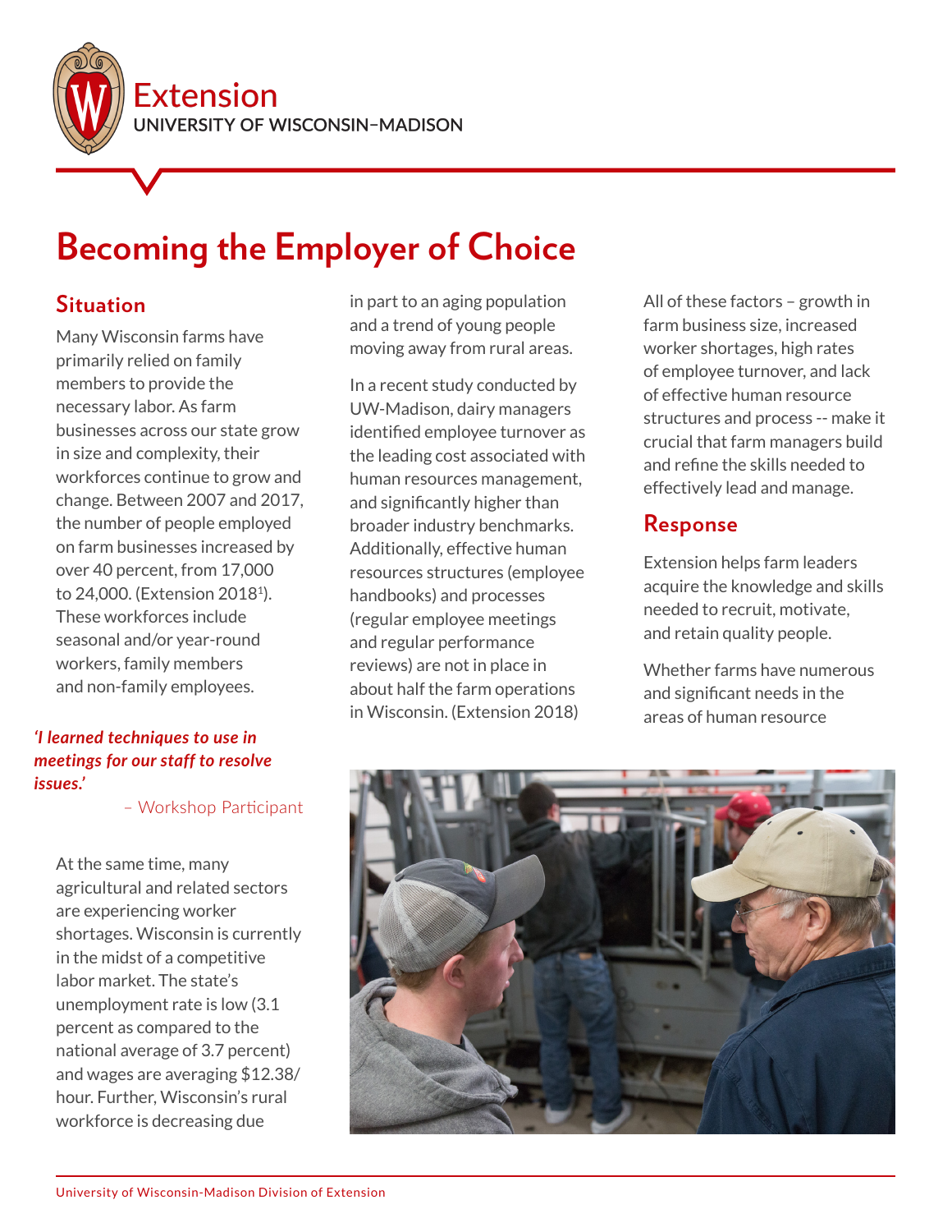Extension
UNIVERSITY OF WISCONSIN–MADISON

# Becoming the Employer of Choice

## Situation

Many Wisconsin farms have primarily relied on family members to provide the necessary labor. As farm businesses across our state grow in size and complexity, their workforces continue to grow and change. Between 2007 and 2017, the number of people employed on farm businesses increased by over 40 percent, from 17,000 to 24,000. (Extension 2018[1]). These workforces include seasonal and/or year-round workers, family members and non-family employees.

***'I learned techniques to use in meetings for our staff to resolve issues.'***

– Workshop Participant

At the same time, many agricultural and related sectors are experiencing worker shortages. Wisconsin is currently in the midst of a competitive labor market. The state's unemployment rate is low (3.1 percent as compared to the national average of 3.7 percent) and wages are averaging $12.38/ hour. Further, Wisconsin's rural workforce is decreasing due in part to an aging population and a trend of young people moving away from rural areas.

In a recent study conducted by UW-Madison, dairy managers identified employee turnover as the leading cost associated with human resources management, and significantly higher than broader industry benchmarks. Additionally, effective human resources structures (employee handbooks) and processes (regular employee meetings and regular performance reviews) are not in place in about half the farm operations in Wisconsin. (Extension 2018)

All of these factors – growth in farm business size, increased worker shortages, high rates of employee turnover, and lack of effective human resource structures and process -- make it crucial that farm managers build and refine the skills needed to effectively lead and manage.

## Response

Extension helps farm leaders acquire the knowledge and skills needed to recruit, motivate, and retain quality people.

Whether farms have numerous and significant needs in the areas of human resource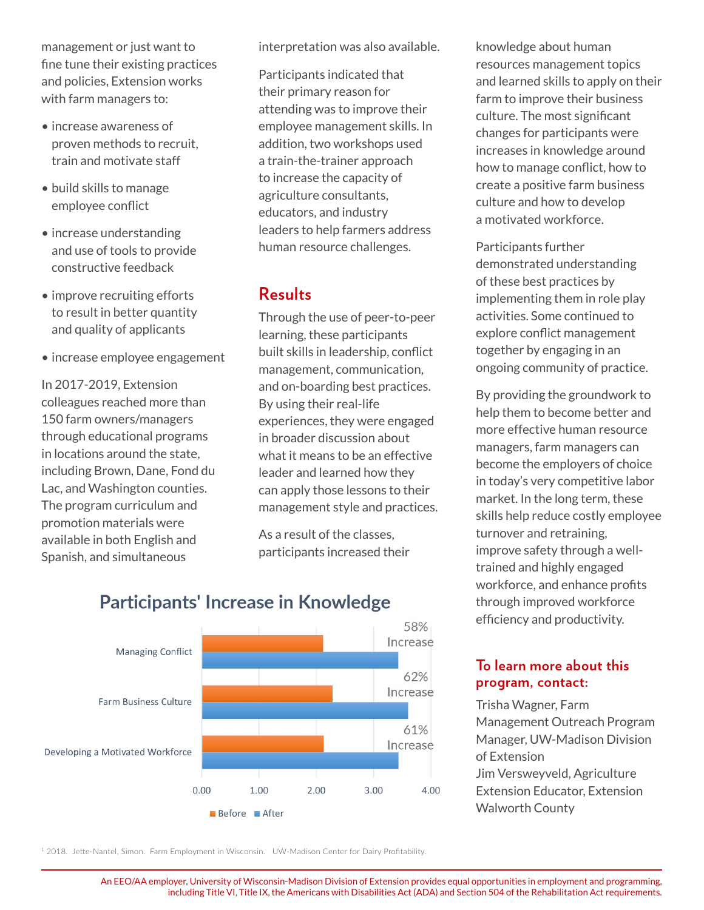management or just want to fine tune their existing practices and policies, Extension works with farm managers to:

- increase awareness of proven methods to recruit, train and motivate staff
- build skills to manage employee conflict
- increase understanding and use of tools to provide constructive feedback
- improve recruiting efforts to result in better quantity and quality of applicants
- increase employee engagement

In 2017-2019, Extension colleagues reached more than 150 farm owners/managers through educational programs in locations around the state, including Brown, Dane, Fond du Lac, and Washington counties. The program curriculum and promotion materials were available in both English and Spanish, and simultaneous interpretation was also available.

Participants indicated that their primary reason for attending was to improve their employee management skills. In addition, two workshops used a train-the-trainer approach to increase the capacity of agriculture consultants, educators, and industry leaders to help farmers address human resource challenges.

## Results

Through the use of peer-to-peer learning, these participants built skills in leadership, conflict management, communication, and on-boarding best practices. By using their real-life experiences, they were engaged in broader discussion about what it means to be an effective leader and learned how they can apply those lessons to their management style and practices.

As a result of the classes, participants increased their knowledge about human resources management topics and learned skills to apply on their farm to improve their business culture. The most significant changes for participants were increases in knowledge around how to manage conflict, how to create a positive farm business culture and how to develop a motivated workforce.

**Participants' Increase in Knowledge**

Managing Conflict — 58% Increase

Farm Business Culture — 62% Increase

Developing a Motivated Workforce — 61% Increase

0.00 1.00 2.00 3.00 4.00

Before After

Participants further demonstrated understanding of these best practices by implementing them in role play activities. Some continued to explore conflict management together by engaging in an ongoing community of practice.

By providing the groundwork to help them to become better and more effective human resource managers, farm managers can become the employers of choice in today's very competitive labor market. In the long term, these skills help reduce costly employee turnover and retraining, improve safety through a well-trained and highly engaged workforce, and enhance profits through improved workforce efficiency and productivity.

### To learn more about this program, contact:

Trisha Wagner, Farm Management Outreach Program Manager, UW-Madison Division of Extension
Jim Versweyveld, Agriculture Extension Educator, Extension Walworth County

[1] 2018. Jette-Nantel, Simon. Farm Employment in Wisconsin. UW-Madison Center for Dairy Profitability.

An EEO/AA employer, University of Wisconsin-Madison Division of Extension provides equal opportunities in employment and programming, including Title VI, Title IX, the Americans with Disabilities Act (ADA) and Section 504 of the Rehabilitation Act requirements.